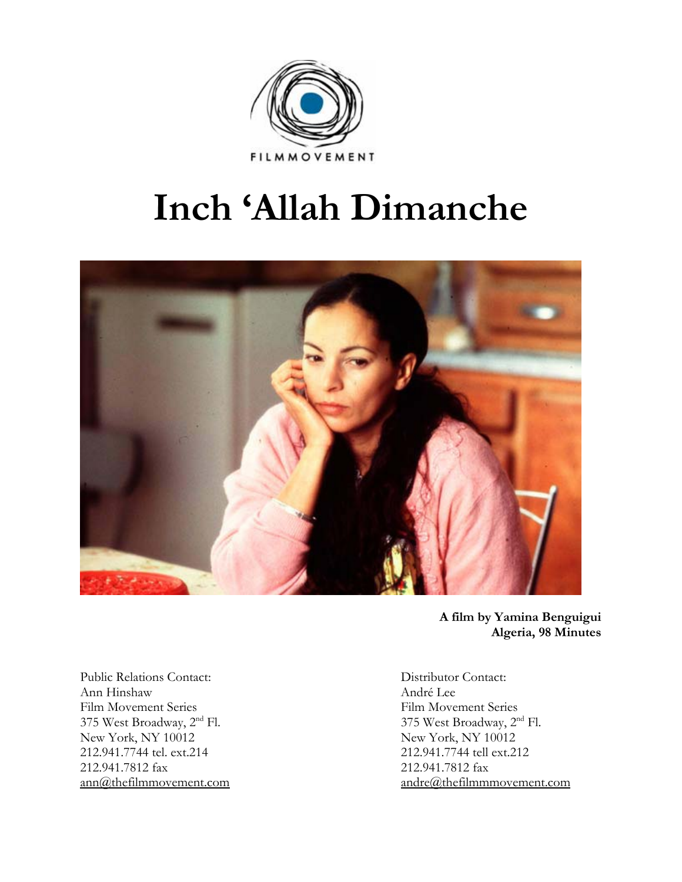FILMMOVEMENT

# Inch 'Allah Dimanche

**A film by Yamina Benguigui**
**Algeria, 98 Minutes**

Public Relations Contact:
Ann Hinshaw
Film Movement Series
375 West Broadway, 2nd Fl.
New York, NY 10012
212.941.7744 tel. ext.214
212.941.7812 fax
ann@thefilmmovement.com

Distributor Contact:
André Lee
Film Movement Series
375 West Broadway, 2nd Fl.
New York, NY 10012
212.941.7744 tell ext.212
212.941.7812 fax
andre@thefilmmmovement.com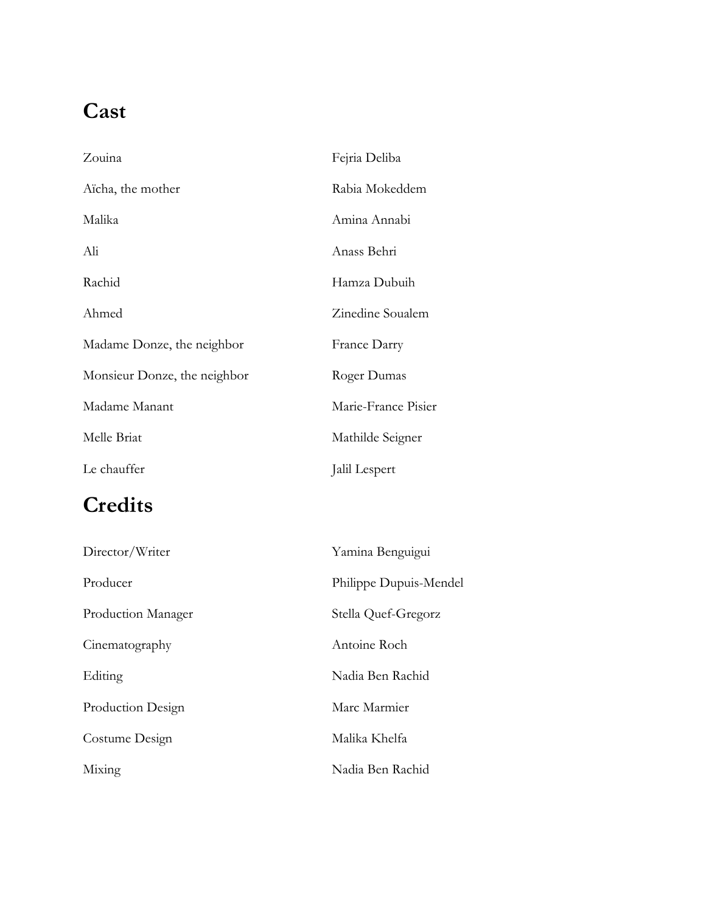## Cast

| | |
|---|---|
| Zouina | Fejria Deliba |
| Aïcha, the mother | Rabia Mokeddem |
| Malika | Amina Annabi |
| Ali | Anass Behri |
| Rachid | Hamza Dubuih |
| Ahmed | Zinedine Soualem |
| Madame Donze, the neighbor | France Darry |
| Monsieur Donze, the neighbor | Roger Dumas |
| Madame Manant | Marie-France Pisier |
| Melle Briat | Mathilde Seigner |
| Le chauffer | Jalil Lespert |

## Credits

| | |
|---|---|
| Director/Writer | Yamina Benguigui |
| Producer | Philippe Dupuis-Mendel |
| Production Manager | Stella Quef-Gregorz |
| Cinematography | Antoine Roch |
| Editing | Nadia Ben Rachid |
| Production Design | Marc Marmier |
| Costume Design | Malika Khelfa |
| Mixing | Nadia Ben Rachid |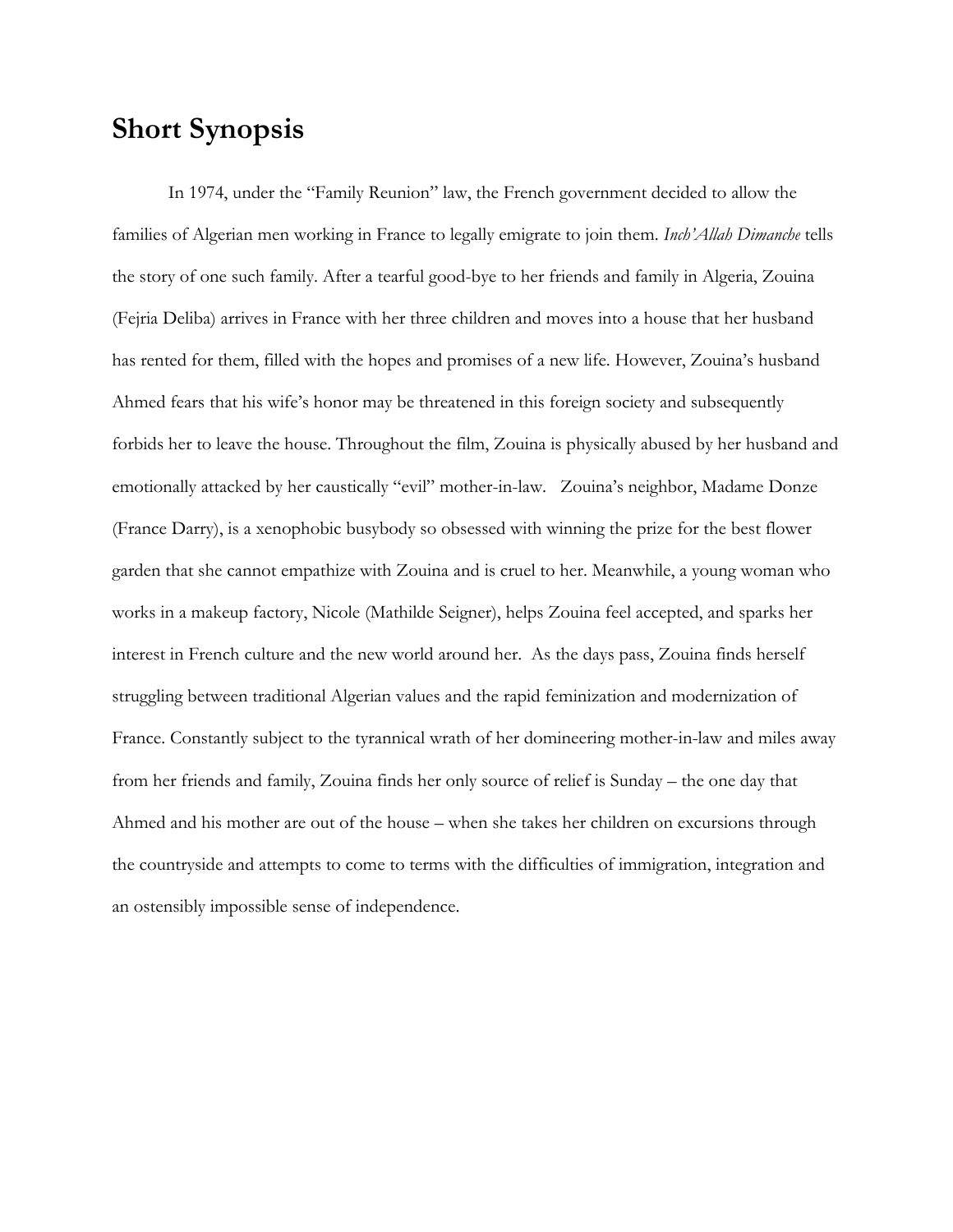## Short Synopsis

In 1974, under the "Family Reunion" law, the French government decided to allow the families of Algerian men working in France to legally emigrate to join them. *Inch'Allah Dimanche* tells the story of one such family. After a tearful good-bye to her friends and family in Algeria, Zouina (Fejria Deliba) arrives in France with her three children and moves into a house that her husband has rented for them, filled with the hopes and promises of a new life. However, Zouina's husband Ahmed fears that his wife's honor may be threatened in this foreign society and subsequently forbids her to leave the house. Throughout the film, Zouina is physically abused by her husband and emotionally attacked by her caustically "evil" mother-in-law. Zouina's neighbor, Madame Donze (France Darry), is a xenophobic busybody so obsessed with winning the prize for the best flower garden that she cannot empathize with Zouina and is cruel to her. Meanwhile, a young woman who works in a makeup factory, Nicole (Mathilde Seigner), helps Zouina feel accepted, and sparks her interest in French culture and the new world around her. As the days pass, Zouina finds herself struggling between traditional Algerian values and the rapid feminization and modernization of France. Constantly subject to the tyrannical wrath of her domineering mother-in-law and miles away from her friends and family, Zouina finds her only source of relief is Sunday – the one day that Ahmed and his mother are out of the house – when she takes her children on excursions through the countryside and attempts to come to terms with the difficulties of immigration, integration and an ostensibly impossible sense of independence.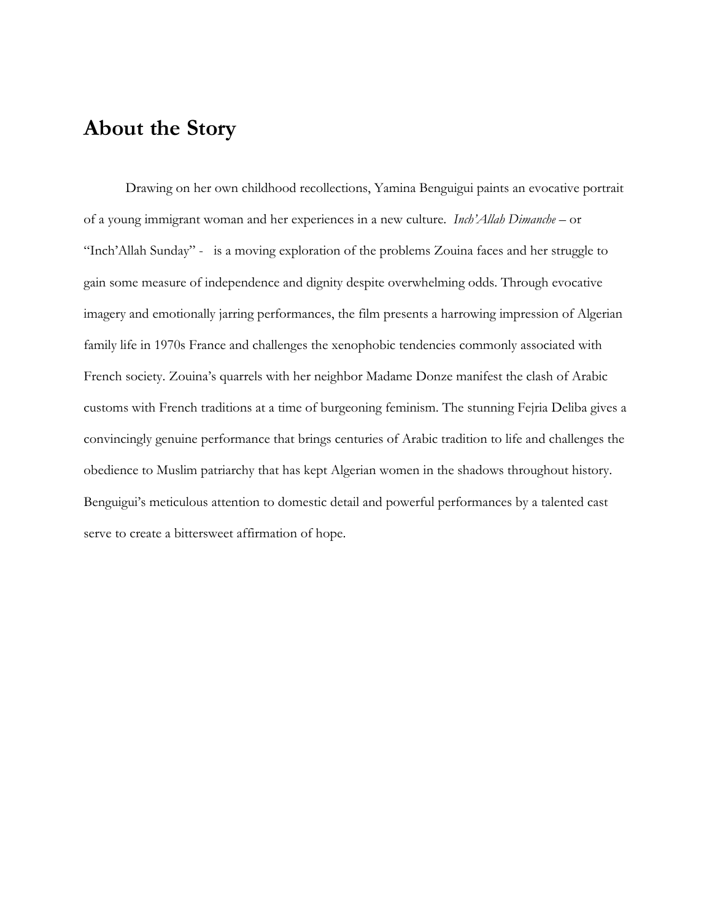## About the Story

Drawing on her own childhood recollections, Yamina Benguigui paints an evocative portrait of a young immigrant woman and her experiences in a new culture. *Inch'Allah Dimanche* – or "Inch'Allah Sunday" - is a moving exploration of the problems Zouina faces and her struggle to gain some measure of independence and dignity despite overwhelming odds. Through evocative imagery and emotionally jarring performances, the film presents a harrowing impression of Algerian family life in 1970s France and challenges the xenophobic tendencies commonly associated with French society. Zouina's quarrels with her neighbor Madame Donze manifest the clash of Arabic customs with French traditions at a time of burgeoning feminism. The stunning Fejria Deliba gives a convincingly genuine performance that brings centuries of Arabic tradition to life and challenges the obedience to Muslim patriarchy that has kept Algerian women in the shadows throughout history. Benguigui's meticulous attention to domestic detail and powerful performances by a talented cast serve to create a bittersweet affirmation of hope.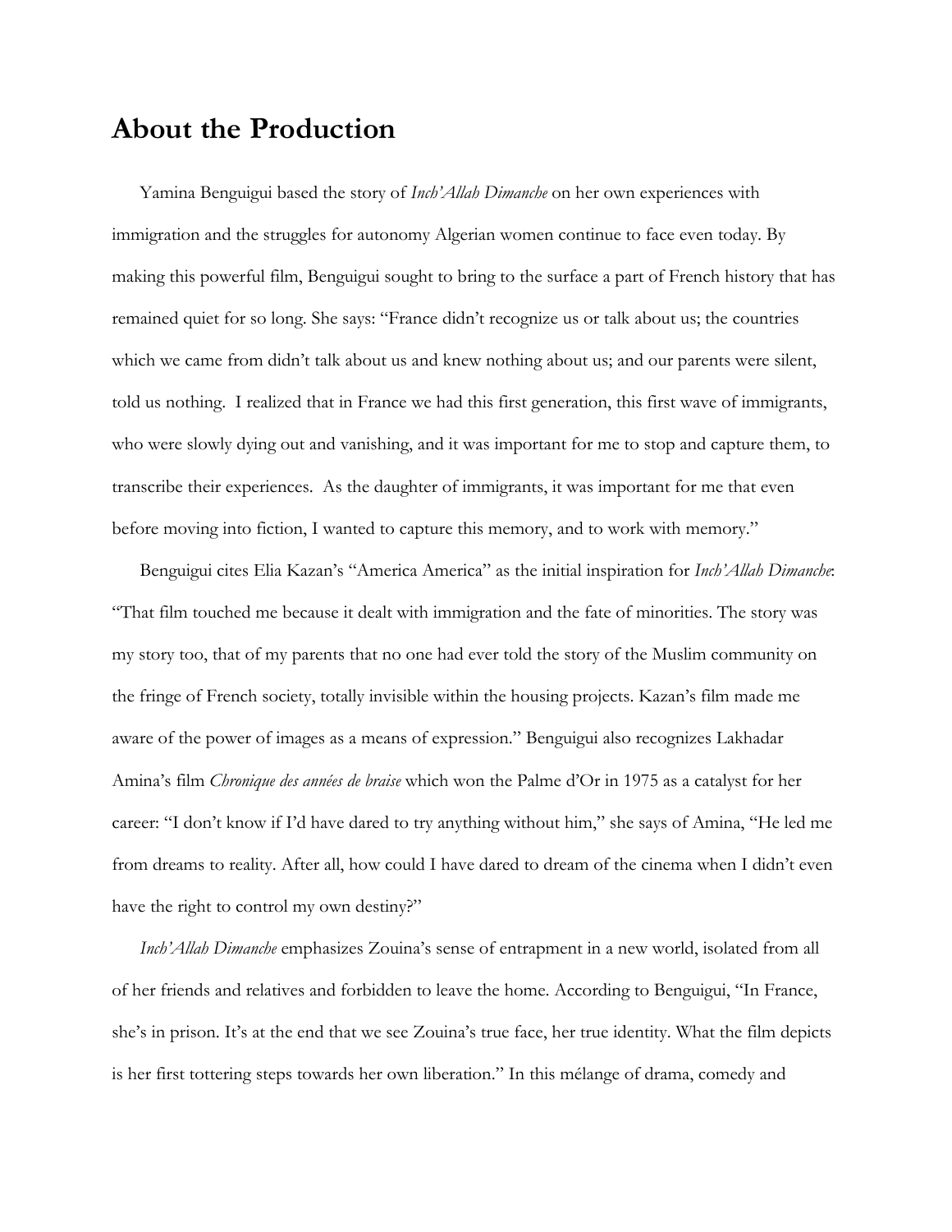# About the Production

Yamina Benguigui based the story of *Inch'Allah Dimanche* on her own experiences with immigration and the struggles for autonomy Algerian women continue to face even today. By making this powerful film, Benguigui sought to bring to the surface a part of French history that has remained quiet for so long. She says: "France didn't recognize us or talk about us; the countries which we came from didn't talk about us and knew nothing about us; and our parents were silent, told us nothing. I realized that in France we had this first generation, this first wave of immigrants, who were slowly dying out and vanishing, and it was important for me to stop and capture them, to transcribe their experiences. As the daughter of immigrants, it was important for me that even before moving into fiction, I wanted to capture this memory, and to work with memory."

Benguigui cites Elia Kazan's "America America" as the initial inspiration for *Inch'Allah Dimanche*: "That film touched me because it dealt with immigration and the fate of minorities. The story was my story too, that of my parents that no one had ever told the story of the Muslim community on the fringe of French society, totally invisible within the housing projects. Kazan's film made me aware of the power of images as a means of expression." Benguigui also recognizes Lakhadar Amina's film *Chronique des années de braise* which won the Palme d'Or in 1975 as a catalyst for her career: "I don't know if I'd have dared to try anything without him," she says of Amina, "He led me from dreams to reality. After all, how could I have dared to dream of the cinema when I didn't even have the right to control my own destiny?"

*Inch'Allah Dimanche* emphasizes Zouina's sense of entrapment in a new world, isolated from all of her friends and relatives and forbidden to leave the home. According to Benguigui, "In France, she's in prison. It's at the end that we see Zouina's true face, her true identity. What the film depicts is her first tottering steps towards her own liberation." In this mélange of drama, comedy and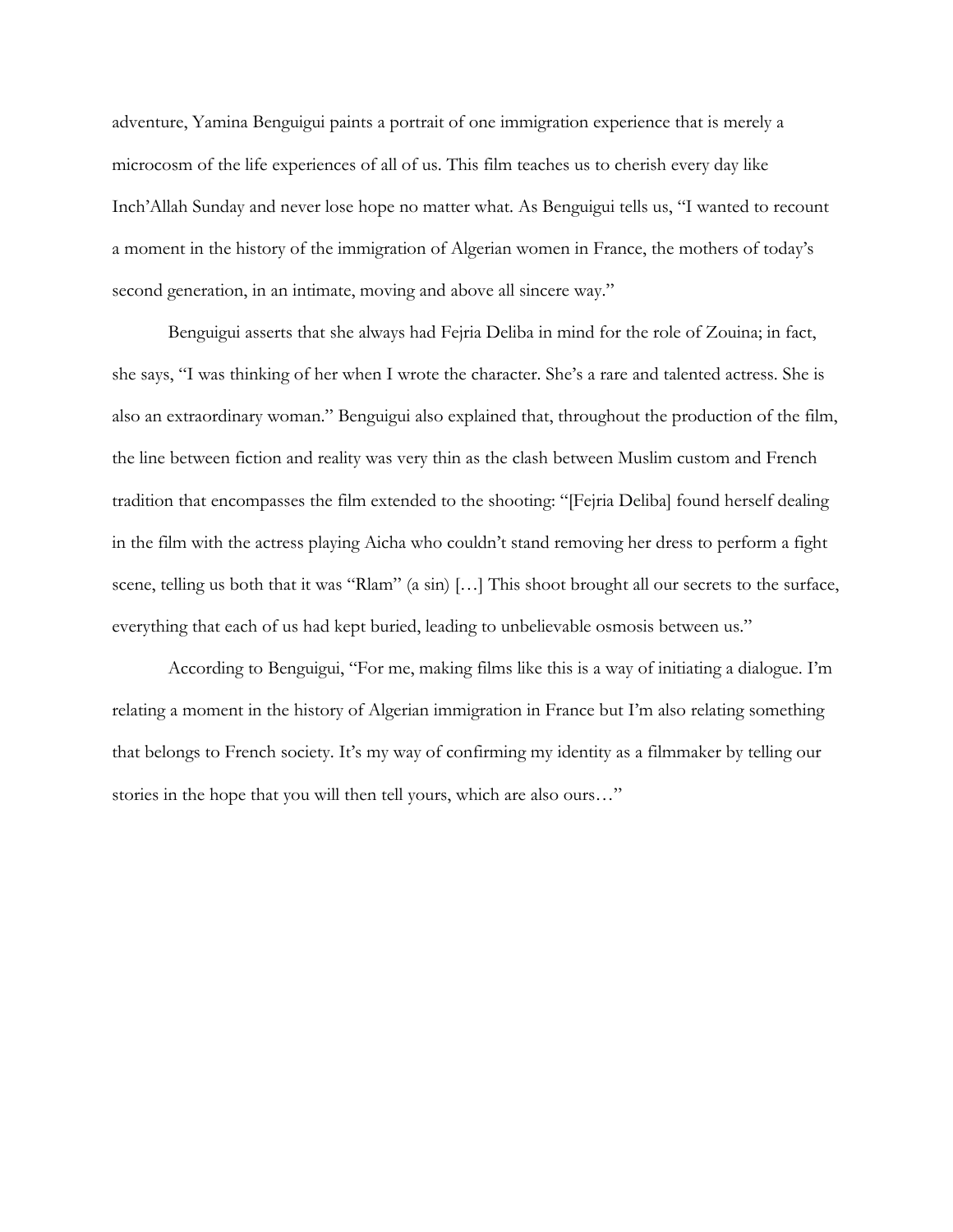adventure, Yamina Benguigui paints a portrait of one immigration experience that is merely a microcosm of the life experiences of all of us. This film teaches us to cherish every day like Inch'Allah Sunday and never lose hope no matter what. As Benguigui tells us, "I wanted to recount a moment in the history of the immigration of Algerian women in France, the mothers of today's second generation, in an intimate, moving and above all sincere way."

Benguigui asserts that she always had Fejria Deliba in mind for the role of Zouina; in fact, she says, "I was thinking of her when I wrote the character. She's a rare and talented actress. She is also an extraordinary woman." Benguigui also explained that, throughout the production of the film, the line between fiction and reality was very thin as the clash between Muslim custom and French tradition that encompasses the film extended to the shooting: "[Fejria Deliba] found herself dealing in the film with the actress playing Aicha who couldn't stand removing her dress to perform a fight scene, telling us both that it was "Rlam" (a sin) […] This shoot brought all our secrets to the surface, everything that each of us had kept buried, leading to unbelievable osmosis between us."

According to Benguigui, "For me, making films like this is a way of initiating a dialogue. I'm relating a moment in the history of Algerian immigration in France but I'm also relating something that belongs to French society. It's my way of confirming my identity as a filmmaker by telling our stories in the hope that you will then tell yours, which are also ours…"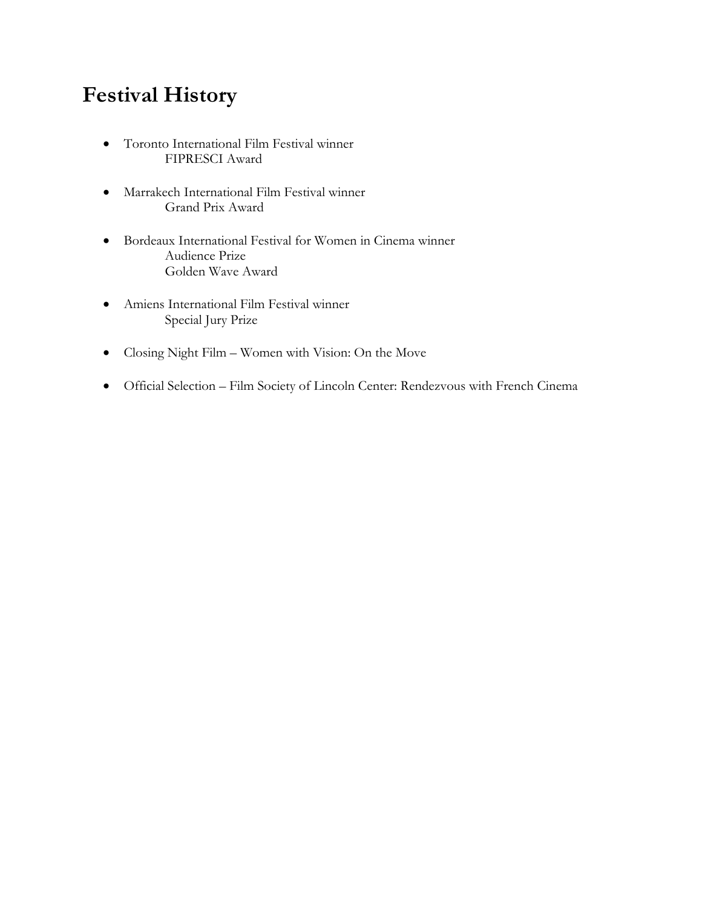# Festival History

- Toronto International Film Festival winner
  - FIPRESCI Award
- Marrakech International Film Festival winner
  - Grand Prix Award
- Bordeaux International Festival for Women in Cinema winner
  - Audience Prize
  - Golden Wave Award
- Amiens International Film Festival winner
  - Special Jury Prize
- Closing Night Film – Women with Vision: On the Move
- Official Selection – Film Society of Lincoln Center: Rendezvous with French Cinema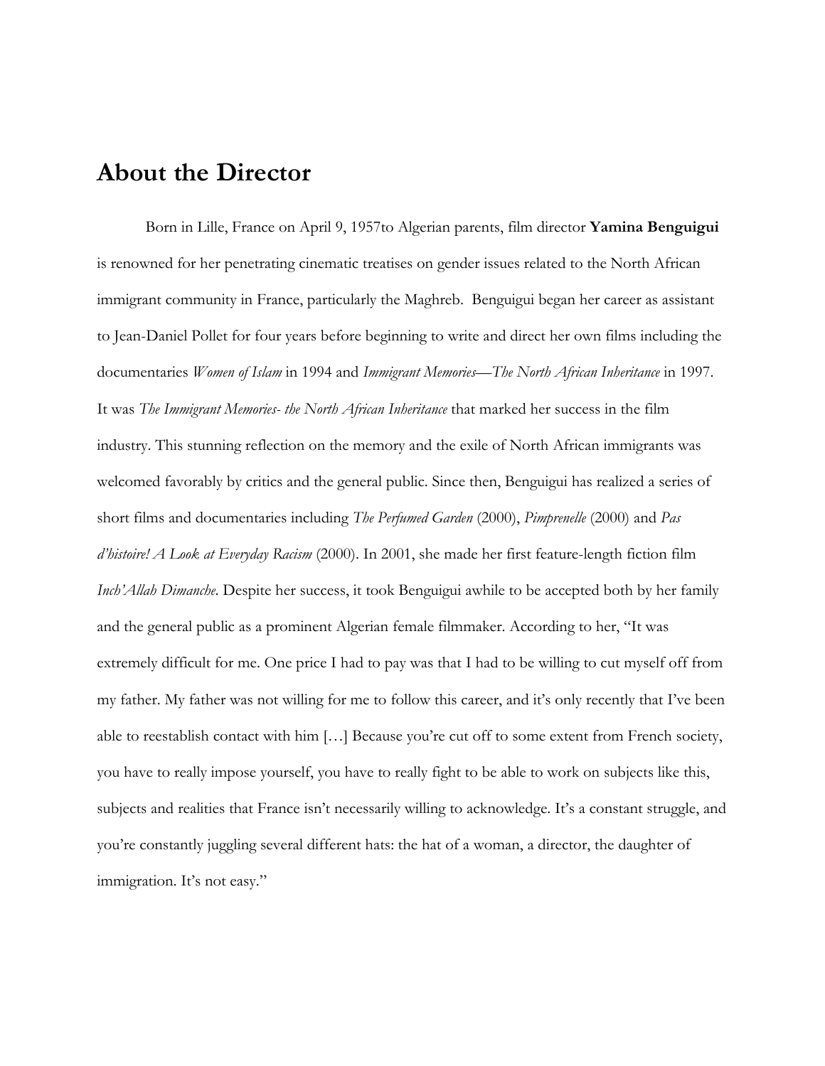## About the Director

Born in Lille, France on April 9, 1957to Algerian parents, film director **Yamina Benguigui** is renowned for her penetrating cinematic treatises on gender issues related to the North African immigrant community in France, particularly the Maghreb. Benguigui began her career as assistant to Jean-Daniel Pollet for four years before beginning to write and direct her own films including the documentaries *Women of Islam* in 1994 and *Immigrant Memories—The North African Inheritance* in 1997. It was *The Immigrant Memories- the North African Inheritance* that marked her success in the film industry. This stunning reflection on the memory and the exile of North African immigrants was welcomed favorably by critics and the general public. Since then, Benguigui has realized a series of short films and documentaries including *The Perfumed Garden* (2000), *Pimprenelle* (2000) and *Pas d'histoire! A Look at Everyday Racism* (2000). In 2001, she made her first feature-length fiction film *Inch'Allah Dimanche*. Despite her success, it took Benguigui awhile to be accepted both by her family and the general public as a prominent Algerian female filmmaker. According to her, "It was extremely difficult for me. One price I had to pay was that I had to be willing to cut myself off from my father. My father was not willing for me to follow this career, and it's only recently that I've been able to reestablish contact with him […] Because you're cut off to some extent from French society, you have to really impose yourself, you have to really fight to be able to work on subjects like this, subjects and realities that France isn't necessarily willing to acknowledge. It's a constant struggle, and you're constantly juggling several different hats: the hat of a woman, a director, the daughter of immigration. It's not easy."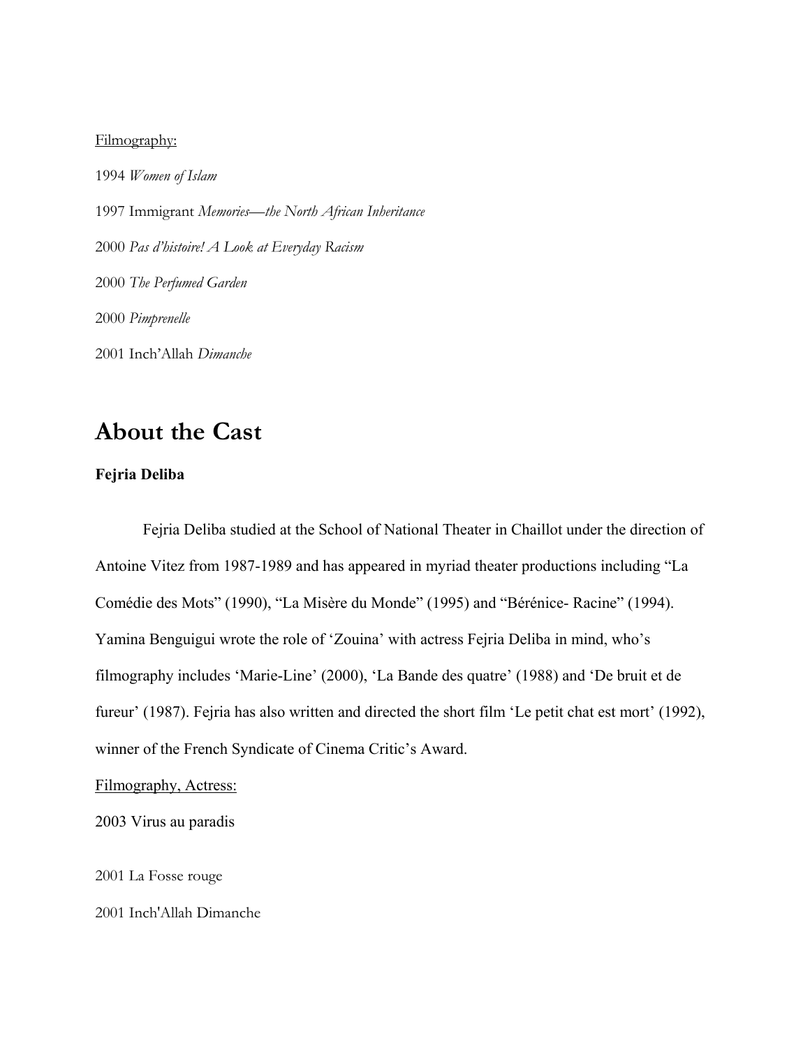Filmography:

1994 *Women of Islam*

1997 Immigrant *Memories—the North African Inheritance*

2000 *Pas d'histoire! A Look at Everyday Racism*

2000 *The Perfumed Garden*

2000 *Pimprenelle*

2001 Inch'Allah *Dimanche*

## About the Cast

### Fejria Deliba

Fejria Deliba studied at the School of National Theater in Chaillot under the direction of Antoine Vitez from 1987-1989 and has appeared in myriad theater productions including "La Comédie des Mots" (1990), "La Misère du Monde" (1995) and "Bérénice- Racine" (1994). Yamina Benguigui wrote the role of 'Zouina' with actress Fejria Deliba in mind, who's filmography includes 'Marie-Line' (2000), 'La Bande des quatre' (1988) and 'De bruit et de fureur' (1987). Fejria has also written and directed the short film 'Le petit chat est mort' (1992), winner of the French Syndicate of Cinema Critic's Award.

Filmography, Actress:

2003 Virus au paradis

2001 La Fosse rouge

2001 Inch'Allah Dimanche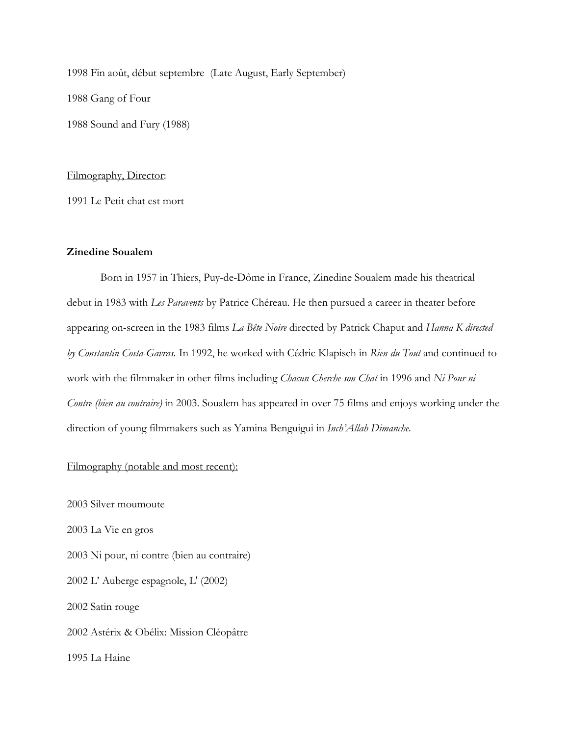1998 Fin août, début septembre  (Late August, Early September)

1988 Gang of Four

1988 Sound and Fury (1988)

Filmography, Director:

1991 Le Petit chat est mort

**Zinedine Soualem**

Born in 1957 in Thiers, Puy-de-Dôme in France, Zinedine Soualem made his theatrical debut in 1983 with *Les Paravents* by Patrice Chéreau. He then pursued a career in theater before appearing on-screen in the 1983 films *La Bête Noire* directed by Patrick Chaput and *Hanna K directed by Constantin Costa-Gavras.* In 1992, he worked with Cédric Klapisch in *Rien du Tout* and continued to work with the filmmaker in other films including *Chacun Cherche son Chat* in 1996 and *Ni Pour ni Contre (bien au contraire)* in 2003. Soualem has appeared in over 75 films and enjoys working under the direction of young filmmakers such as Yamina Benguigui in *Inch'Allah Dimanche.*

Filmography (notable and most recent):

2003 Silver moumoute

2003 La Vie en gros

2003 Ni pour, ni contre (bien au contraire)

2002 L' Auberge espagnole, L' (2002)

2002 Satin rouge

2002 Astérix & Obélix: Mission Cléopâtre

1995 La Haine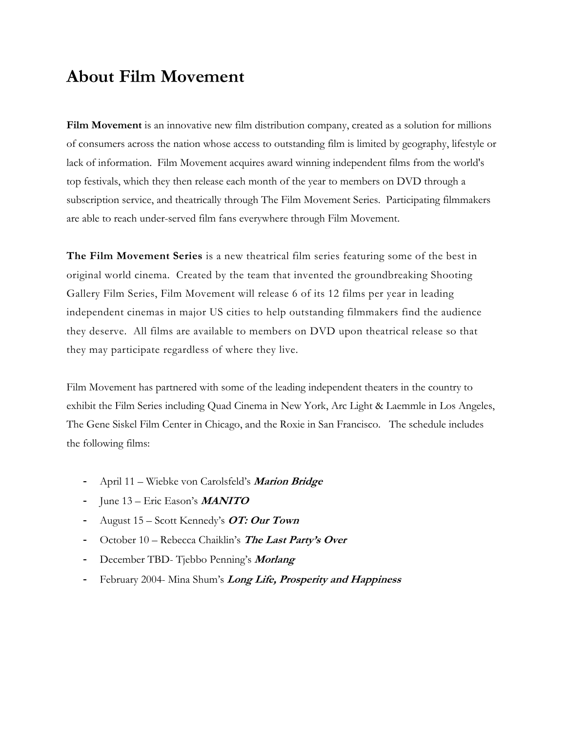# About Film Movement

**Film Movement** is an innovative new film distribution company, created as a solution for millions of consumers across the nation whose access to outstanding film is limited by geography, lifestyle or lack of information. Film Movement acquires award winning independent films from the world's top festivals, which they then release each month of the year to members on DVD through a subscription service, and theatrically through The Film Movement Series. Participating filmmakers are able to reach under-served film fans everywhere through Film Movement.

**The Film Movement Series** is a new theatrical film series featuring some of the best in original world cinema. Created by the team that invented the groundbreaking Shooting Gallery Film Series, Film Movement will release 6 of its 12 films per year in leading independent cinemas in major US cities to help outstanding filmmakers find the audience they deserve. All films are available to members on DVD upon theatrical release so that they may participate regardless of where they live.

Film Movement has partnered with some of the leading independent theaters in the country to exhibit the Film Series including Quad Cinema in New York, Arc Light & Laemmle in Los Angeles, The Gene Siskel Film Center in Chicago, and the Roxie in San Francisco. The schedule includes the following films:

- April 11 – Wiebke von Carolsfeld's ***Marion Bridge***
- June 13 – Eric Eason's ***MANITO***
- August 15 – Scott Kennedy's ***OT: Our Town***
- October 10 – Rebecca Chaiklin's ***The Last Party's Over***
- December TBD- Tjebbo Penning's ***Morlang***
- February 2004- Mina Shum's ***Long Life, Prosperity and Happiness***